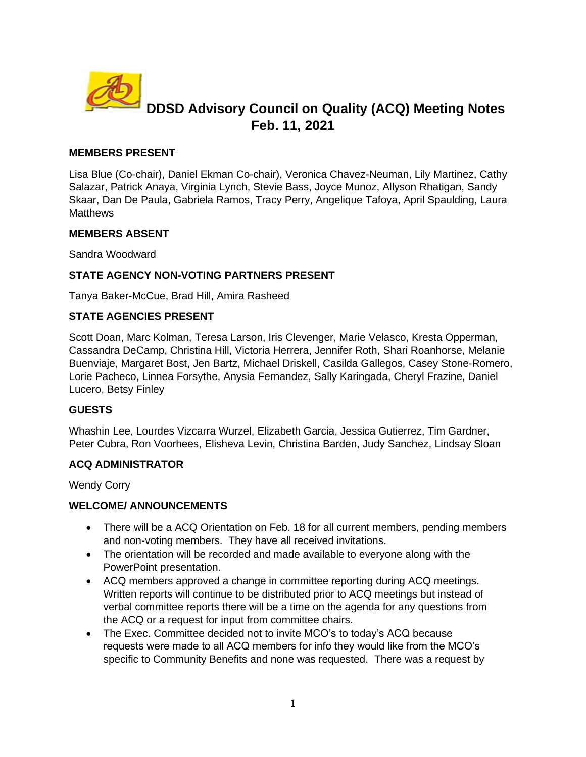# DDSD Advisory Council on Quality (ACQ) Meeting Notes
## Feb. 11, 2021

**MEMBERS PRESENT**

Lisa Blue (Co-chair), Daniel Ekman Co-chair), Veronica Chavez-Neuman, Lily Martinez, Cathy Salazar, Patrick Anaya, Virginia Lynch, Stevie Bass, Joyce Munoz, Allyson Rhatigan, Sandy Skaar, Dan De Paula, Gabriela Ramos, Tracy Perry, Angelique Tafoya, April Spaulding, Laura Matthews

**MEMBERS ABSENT**

Sandra Woodward

**STATE AGENCY NON-VOTING PARTNERS PRESENT**

Tanya Baker-McCue, Brad Hill, Amira Rasheed

**STATE AGENCIES PRESENT**

Scott Doan, Marc Kolman, Teresa Larson, Iris Clevenger, Marie Velasco, Kresta Opperman, Cassandra DeCamp, Christina Hill, Victoria Herrera, Jennifer Roth, Shari Roanhorse, Melanie Buenviaje, Margaret Bost, Jen Bartz, Michael Driskell, Casilda Gallegos, Casey Stone-Romero, Lorie Pacheco, Linnea Forsythe, Anysia Fernandez, Sally Karingada, Cheryl Frazine, Daniel Lucero, Betsy Finley

**GUESTS**

Whashin Lee, Lourdes Vizcarra Wurzel, Elizabeth Garcia, Jessica Gutierrez, Tim Gardner, Peter Cubra, Ron Voorhees, Elisheva Levin, Christina Barden, Judy Sanchez, Lindsay Sloan

**ACQ ADMINISTRATOR**

Wendy Corry

**WELCOME/ ANNOUNCEMENTS**

- There will be a ACQ Orientation on Feb. 18 for all current members, pending members and non-voting members. They have all received invitations.
- The orientation will be recorded and made available to everyone along with the PowerPoint presentation.
- ACQ members approved a change in committee reporting during ACQ meetings. Written reports will continue to be distributed prior to ACQ meetings but instead of verbal committee reports there will be a time on the agenda for any questions from the ACQ or a request for input from committee chairs.
- The Exec. Committee decided not to invite MCO's to today's ACQ because requests were made to all ACQ members for info they would like from the MCO's specific to Community Benefits and none was requested. There was a request by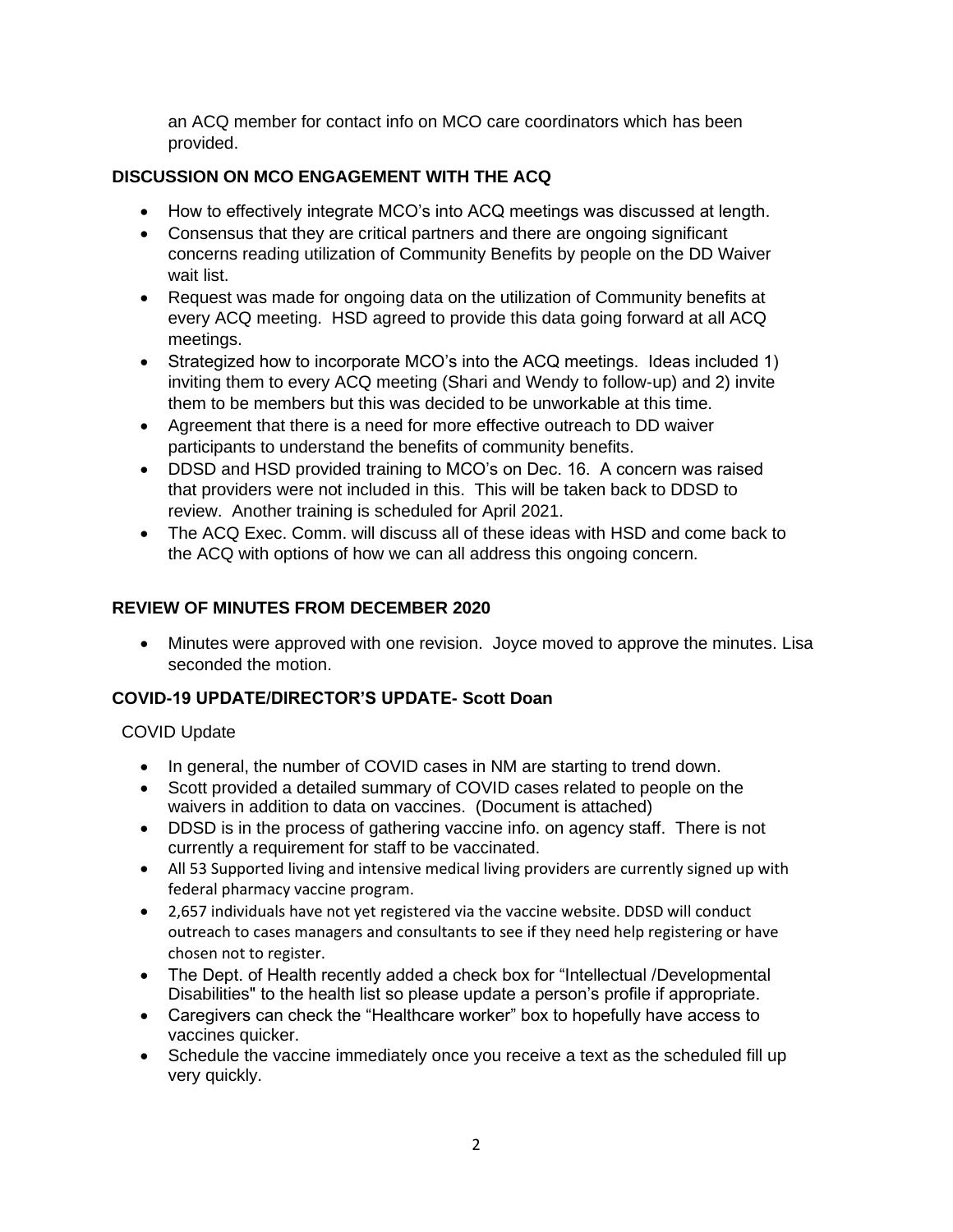an ACQ member for contact info on MCO care coordinators which has been provided.

### DISCUSSION ON MCO ENGAGEMENT WITH THE ACQ

- How to effectively integrate MCO's into ACQ meetings was discussed at length.
- Consensus that they are critical partners and there are ongoing significant concerns reading utilization of Community Benefits by people on the DD Waiver wait list.
- Request was made for ongoing data on the utilization of Community benefits at every ACQ meeting. HSD agreed to provide this data going forward at all ACQ meetings.
- Strategized how to incorporate MCO's into the ACQ meetings. Ideas included 1) inviting them to every ACQ meeting (Shari and Wendy to follow-up) and 2) invite them to be members but this was decided to be unworkable at this time.
- Agreement that there is a need for more effective outreach to DD waiver participants to understand the benefits of community benefits.
- DDSD and HSD provided training to MCO's on Dec. 16. A concern was raised that providers were not included in this. This will be taken back to DDSD to review. Another training is scheduled for April 2021.
- The ACQ Exec. Comm. will discuss all of these ideas with HSD and come back to the ACQ with options of how we can all address this ongoing concern.

### REVIEW OF MINUTES FROM DECEMBER 2020

- Minutes were approved with one revision. Joyce moved to approve the minutes. Lisa seconded the motion.

### COVID-19 UPDATE/DIRECTOR'S UPDATE- Scott Doan

COVID Update

- In general, the number of COVID cases in NM are starting to trend down.
- Scott provided a detailed summary of COVID cases related to people on the waivers in addition to data on vaccines. (Document is attached)
- DDSD is in the process of gathering vaccine info. on agency staff. There is not currently a requirement for staff to be vaccinated.
- All 53 Supported living and intensive medical living providers are currently signed up with federal pharmacy vaccine program.
- 2,657 individuals have not yet registered via the vaccine website. DDSD will conduct outreach to cases managers and consultants to see if they need help registering or have chosen not to register.
- The Dept. of Health recently added a check box for "Intellectual /Developmental Disabilities" to the health list so please update a person's profile if appropriate.
- Caregivers can check the "Healthcare worker" box to hopefully have access to vaccines quicker.
- Schedule the vaccine immediately once you receive a text as the scheduled fill up very quickly.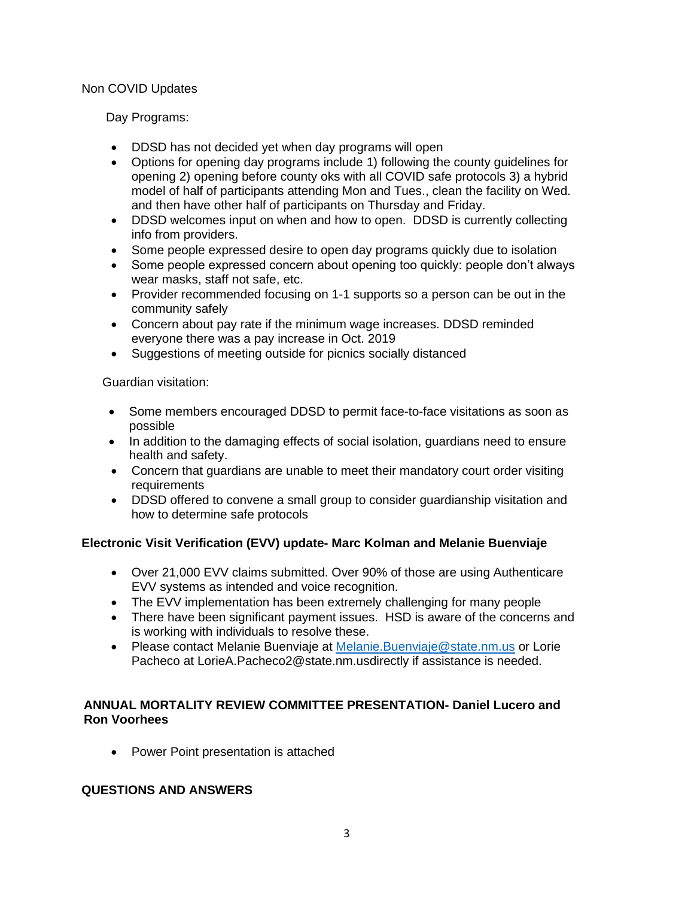Non COVID Updates

Day Programs:

- DDSD has not decided yet when day programs will open
- Options for opening day programs include 1) following the county guidelines for opening 2) opening before county oks with all COVID safe protocols 3) a hybrid model of half of participants attending Mon and Tues., clean the facility on Wed. and then have other half of participants on Thursday and Friday.
- DDSD welcomes input on when and how to open. DDSD is currently collecting info from providers.
- Some people expressed desire to open day programs quickly due to isolation
- Some people expressed concern about opening too quickly: people don't always wear masks, staff not safe, etc.
- Provider recommended focusing on 1-1 supports so a person can be out in the community safely
- Concern about pay rate if the minimum wage increases. DDSD reminded everyone there was a pay increase in Oct. 2019
- Suggestions of meeting outside for picnics socially distanced

Guardian visitation:

- Some members encouraged DDSD to permit face-to-face visitations as soon as possible
- In addition to the damaging effects of social isolation, guardians need to ensure health and safety.
- Concern that guardians are unable to meet their mandatory court order visiting requirements
- DDSD offered to convene a small group to consider guardianship visitation and how to determine safe protocols

**Electronic Visit Verification (EVV) update- Marc Kolman and Melanie Buenviaje**

- Over 21,000 EVV claims submitted. Over 90% of those are using Authenticare EVV systems as intended and voice recognition.
- The EVV implementation has been extremely challenging for many people
- There have been significant payment issues. HSD is aware of the concerns and is working with individuals to resolve these.
- Please contact Melanie Buenviaje at [Melanie.Buenviaje@state.nm.us](mailto:Melanie.Buenviaje@state.nm.us) or Lorie Pacheco at LorieA.Pacheco2@state.nm.usdirectly if assistance is needed.

**ANNUAL MORTALITY REVIEW COMMITTEE PRESENTATION- Daniel Lucero and Ron Voorhees**

- Power Point presentation is attached

**QUESTIONS AND ANSWERS**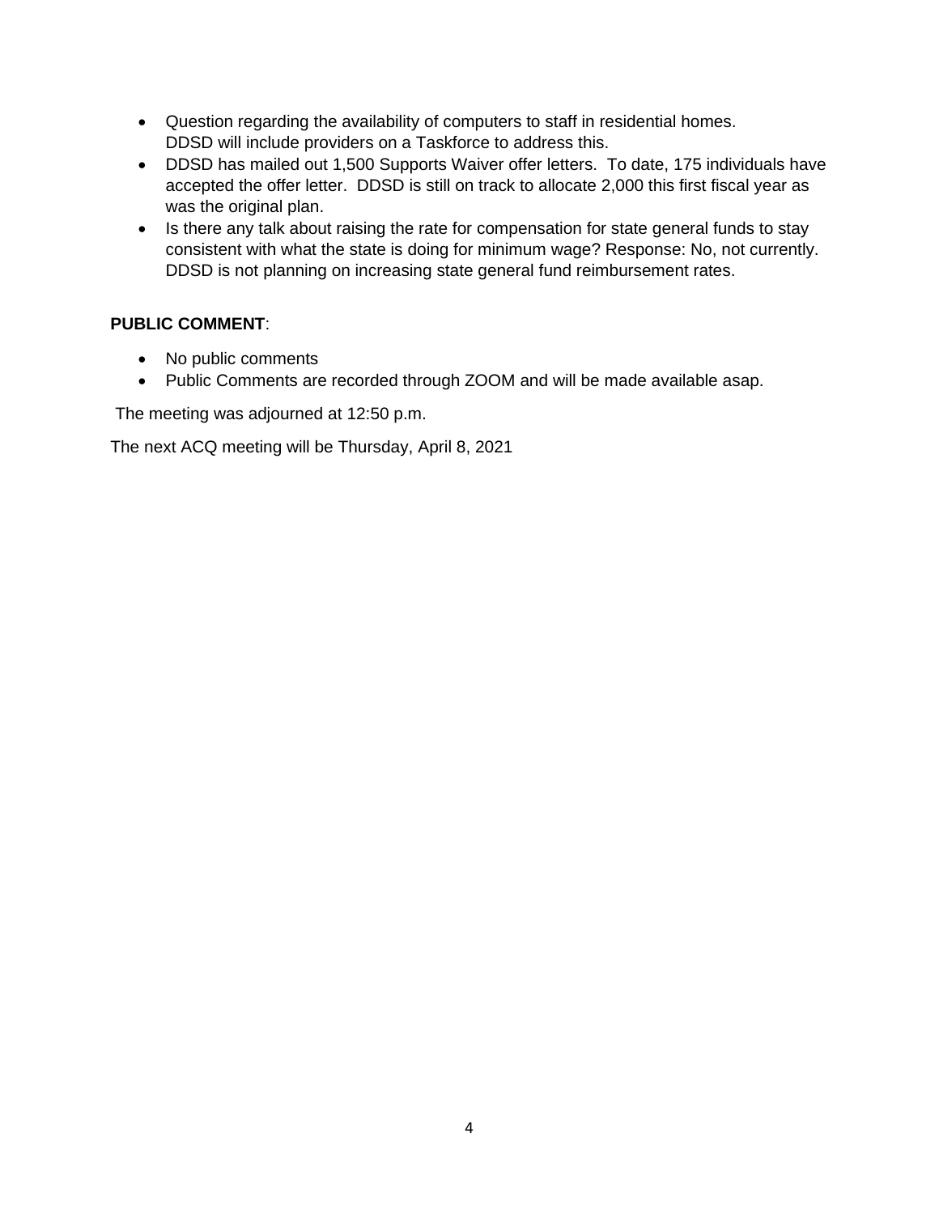- Question regarding the availability of computers to staff in residential homes. DDSD will include providers on a Taskforce to address this.
- DDSD has mailed out 1,500 Supports Waiver offer letters. To date, 175 individuals have accepted the offer letter. DDSD is still on track to allocate 2,000 this first fiscal year as was the original plan.
- Is there any talk about raising the rate for compensation for state general funds to stay consistent with what the state is doing for minimum wage? Response: No, not currently. DDSD is not planning on increasing state general fund reimbursement rates.

**PUBLIC COMMENT**:

- No public comments
- Public Comments are recorded through ZOOM and will be made available asap.

The meeting was adjourned at 12:50 p.m.

The next ACQ meeting will be Thursday, April 8, 2021